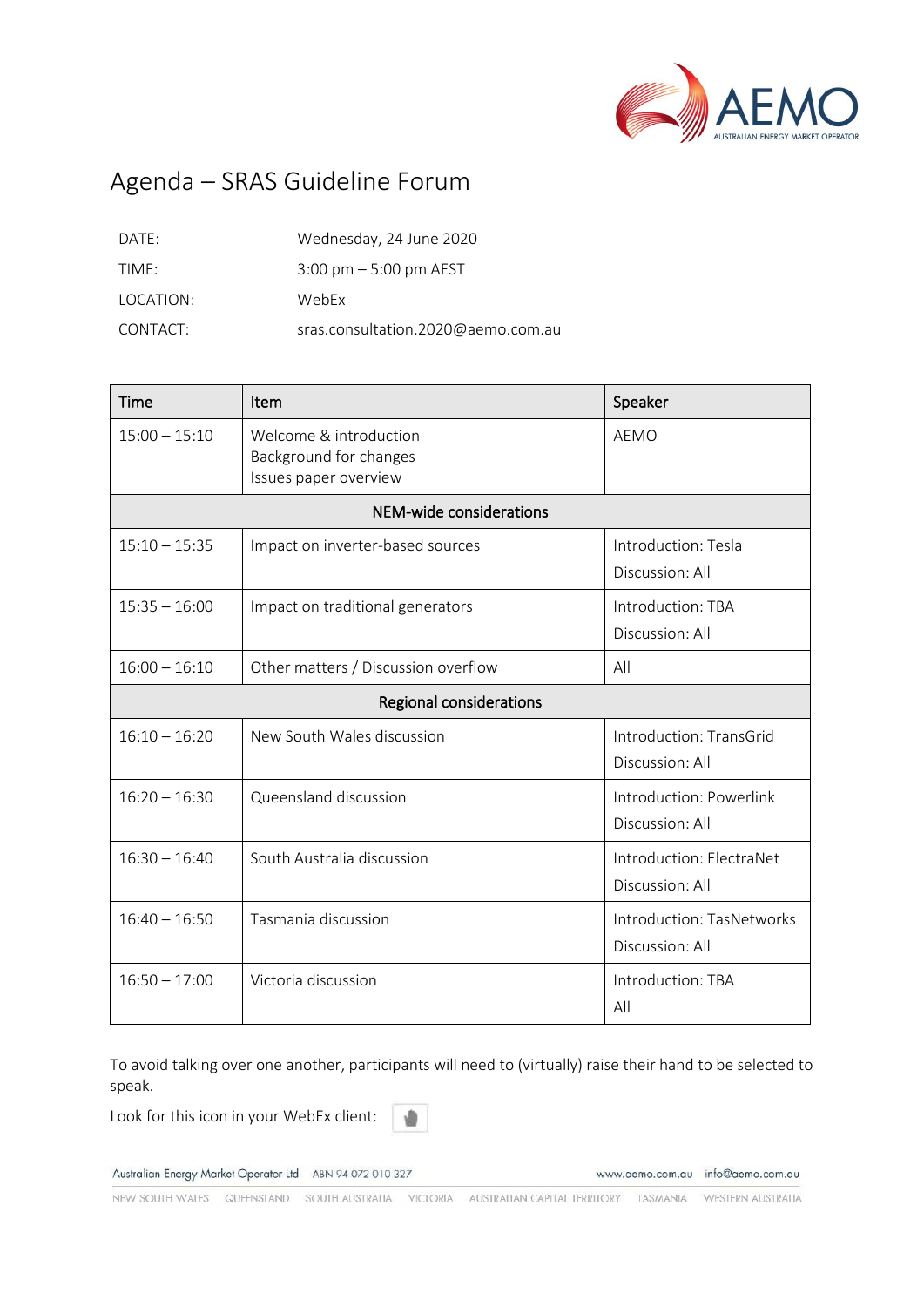# Agenda – SRAS Guideline Forum

| | |
|---|---|
| DATE: | Wednesday, 24 June 2020 |
| TIME: | 3:00 pm – 5:00 pm AEST |
| LOCATION: | WebEx |
| CONTACT: | sras.consultation.2020@aemo.com.au |

| Time | Item | Speaker |
|---|---|---|
| 15:00 – 15:10 | Welcome & introduction<br>Background for changes<br>Issues paper overview | AEMO |
| **NEM-wide considerations** | | |
| 15:10 – 15:35 | Impact on inverter-based sources | Introduction: Tesla<br>Discussion: All |
| 15:35 – 16:00 | Impact on traditional generators | Introduction: TBA<br>Discussion: All |
| 16:00 – 16:10 | Other matters / Discussion overflow | All |
| **Regional considerations** | | |
| 16:10 – 16:20 | New South Wales discussion | Introduction: TransGrid<br>Discussion: All |
| 16:20 – 16:30 | Queensland discussion | Introduction: Powerlink<br>Discussion: All |
| 16:30 – 16:40 | South Australia discussion | Introduction: ElectraNet<br>Discussion: All |
| 16:40 – 16:50 | Tasmania discussion | Introduction: TasNetworks<br>Discussion: All |
| 16:50 – 17:00 | Victoria discussion | Introduction: TBA<br>All |

To avoid talking over one another, participants will need to (virtually) raise their hand to be selected to speak.

Look for this icon in your WebEx client: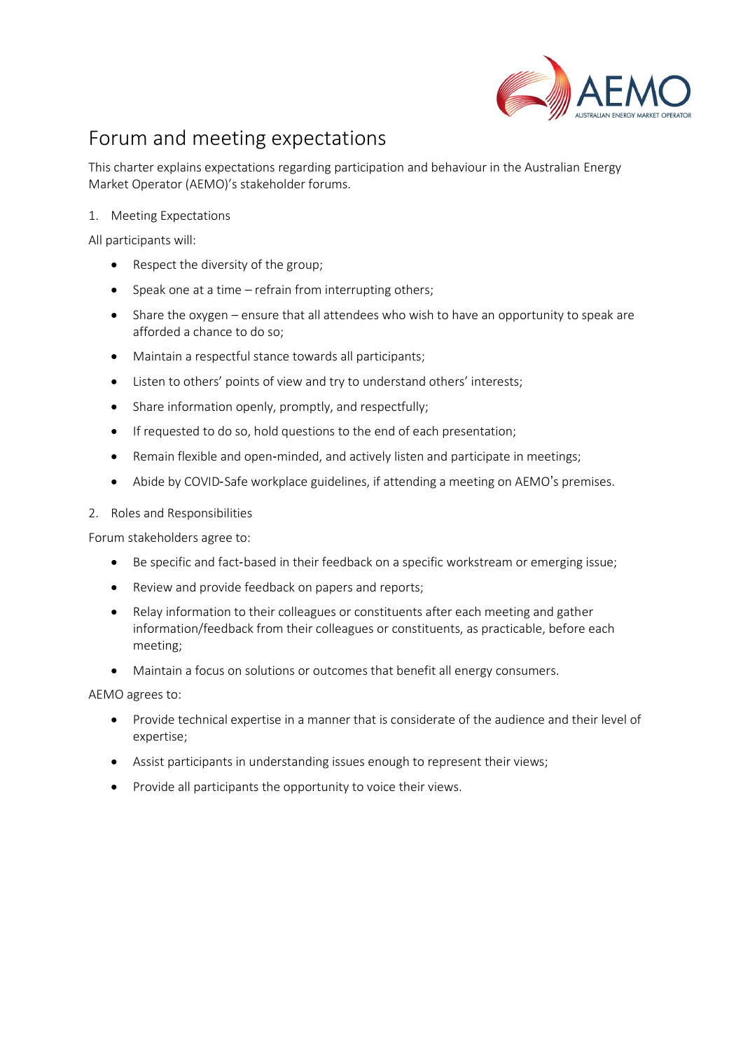# Forum and meeting expectations

This charter explains expectations regarding participation and behaviour in the Australian Energy Market Operator (AEMO)'s stakeholder forums.

1. Meeting Expectations

All participants will:

- Respect the diversity of the group;
- Speak one at a time – refrain from interrupting others;
- Share the oxygen – ensure that all attendees who wish to have an opportunity to speak are afforded a chance to do so;
- Maintain a respectful stance towards all participants;
- Listen to others' points of view and try to understand others' interests;
- Share information openly, promptly, and respectfully;
- If requested to do so, hold questions to the end of each presentation;
- Remain flexible and open-minded, and actively listen and participate in meetings;
- Abide by COVID-Safe workplace guidelines, if attending a meeting on AEMO's premises.

2. Roles and Responsibilities

Forum stakeholders agree to:

- Be specific and fact-based in their feedback on a specific workstream or emerging issue;
- Review and provide feedback on papers and reports;
- Relay information to their colleagues or constituents after each meeting and gather information/feedback from their colleagues or constituents, as practicable, before each meeting;
- Maintain a focus on solutions or outcomes that benefit all energy consumers.

AEMO agrees to:

- Provide technical expertise in a manner that is considerate of the audience and their level of expertise;
- Assist participants in understanding issues enough to represent their views;
- Provide all participants the opportunity to voice their views.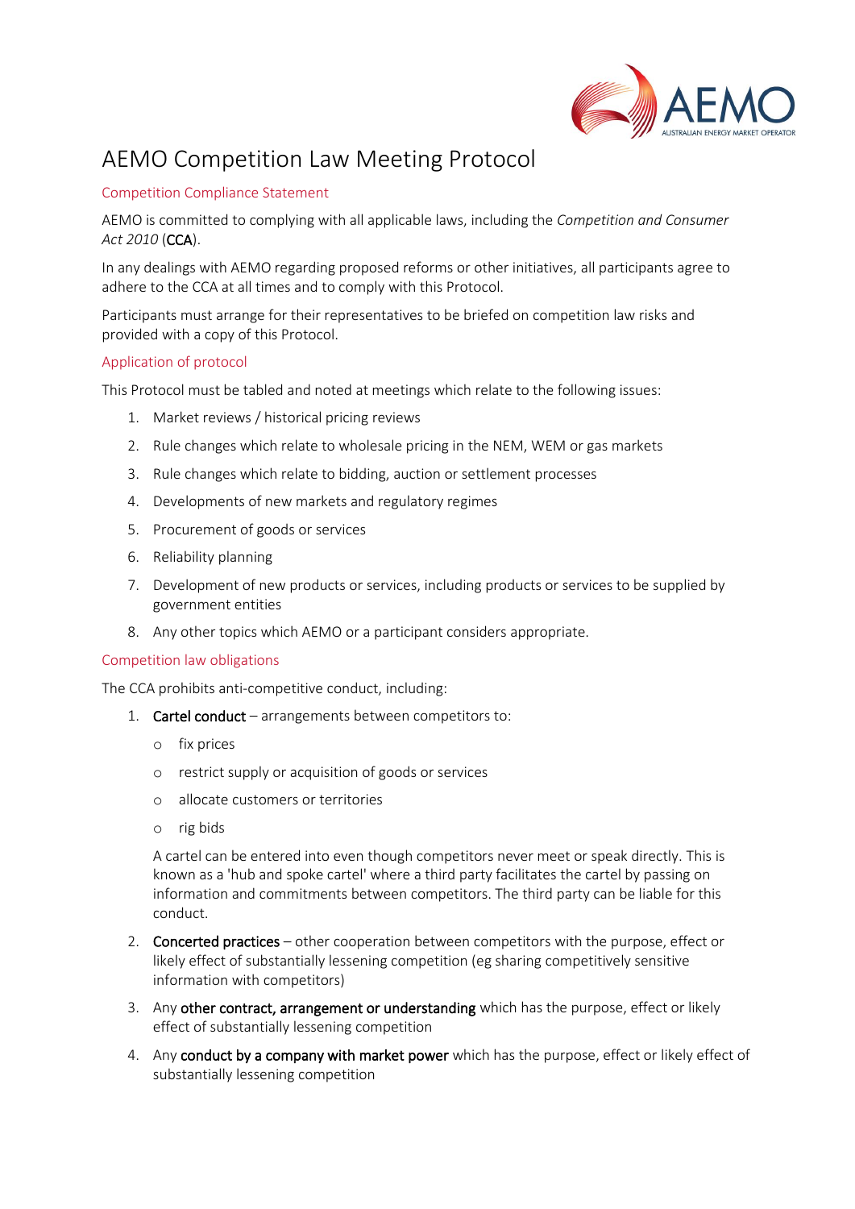# AEMO Competition Law Meeting Protocol

## Competition Compliance Statement

AEMO is committed to complying with all applicable laws, including the *Competition and Consumer Act 2010* (**CCA**).

In any dealings with AEMO regarding proposed reforms or other initiatives, all participants agree to adhere to the CCA at all times and to comply with this Protocol.

Participants must arrange for their representatives to be briefed on competition law risks and provided with a copy of this Protocol.

## Application of protocol

This Protocol must be tabled and noted at meetings which relate to the following issues:

1. Market reviews / historical pricing reviews
2. Rule changes which relate to wholesale pricing in the NEM, WEM or gas markets
3. Rule changes which relate to bidding, auction or settlement processes
4. Developments of new markets and regulatory regimes
5. Procurement of goods or services
6. Reliability planning
7. Development of new products or services, including products or services to be supplied by government entities
8. Any other topics which AEMO or a participant considers appropriate.

## Competition law obligations

The CCA prohibits anti-competitive conduct, including:

1. **Cartel conduct** – arrangements between competitors to:
   - fix prices
   - restrict supply or acquisition of goods or services
   - allocate customers or territories
   - rig bids

   A cartel can be entered into even though competitors never meet or speak directly. This is known as a 'hub and spoke cartel' where a third party facilitates the cartel by passing on information and commitments between competitors. The third party can be liable for this conduct.

2. **Concerted practices** – other cooperation between competitors with the purpose, effect or likely effect of substantially lessening competition (eg sharing competitively sensitive information with competitors)
3. Any **other contract, arrangement or understanding** which has the purpose, effect or likely effect of substantially lessening competition
4. Any **conduct by a company with market power** which has the purpose, effect or likely effect of substantially lessening competition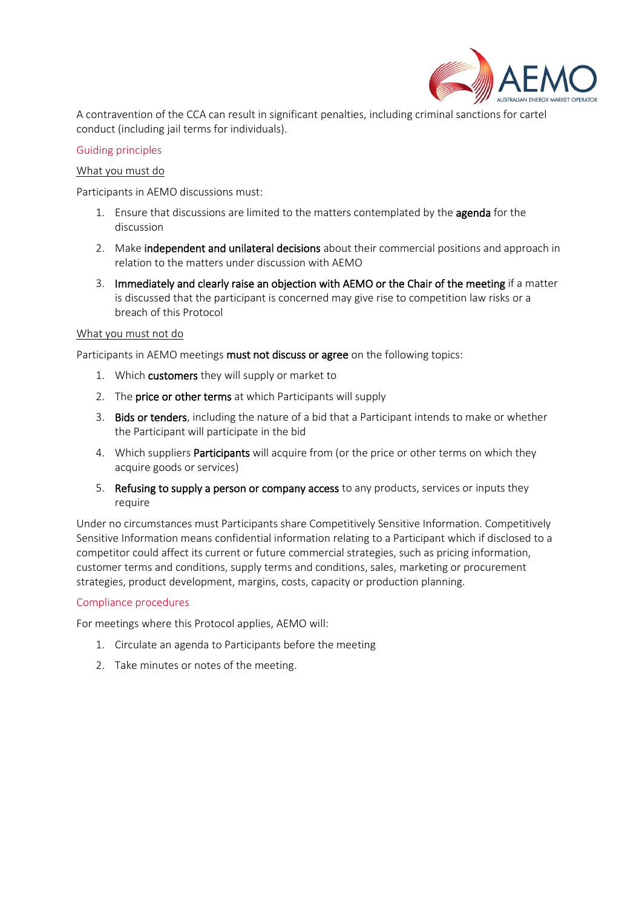A contravention of the CCA can result in significant penalties, including criminal sanctions for cartel conduct (including jail terms for individuals).

## Guiding principles

### What you must do

Participants in AEMO discussions must:

1. Ensure that discussions are limited to the matters contemplated by the **agenda** for the discussion
2. Make **independent and unilateral decisions** about their commercial positions and approach in relation to the matters under discussion with AEMO
3. **Immediately and clearly raise an objection with AEMO or the Chair of the meeting** if a matter is discussed that the participant is concerned may give rise to competition law risks or a breach of this Protocol

### What you must not do

Participants in AEMO meetings **must not discuss or agree** on the following topics:

1. Which **customers** they will supply or market to
2. The **price or other terms** at which Participants will supply
3. **Bids or tenders**, including the nature of a bid that a Participant intends to make or whether the Participant will participate in the bid
4. Which suppliers **Participants** will acquire from (or the price or other terms on which they acquire goods or services)
5. **Refusing to supply a person or company access** to any products, services or inputs they require

Under no circumstances must Participants share Competitively Sensitive Information. Competitively Sensitive Information means confidential information relating to a Participant which if disclosed to a competitor could affect its current or future commercial strategies, such as pricing information, customer terms and conditions, supply terms and conditions, sales, marketing or procurement strategies, product development, margins, costs, capacity or production planning.

## Compliance procedures

For meetings where this Protocol applies, AEMO will:

1. Circulate an agenda to Participants before the meeting
2. Take minutes or notes of the meeting.